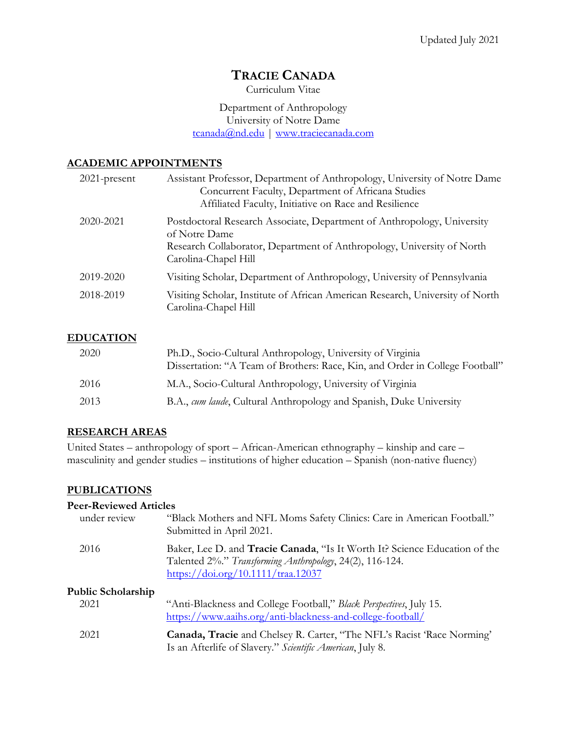Updated July 2021

# TRACIE CANADA

Curriculum Vitae

Department of Anthropology
University of Notre Dame
tcanada@nd.edu | www.traciecanada.com

## ACADEMIC APPOINTMENTS

2021-present — Assistant Professor, Department of Anthropology, University of Notre Dame
Concurrent Faculty, Department of Africana Studies
Affiliated Faculty, Initiative on Race and Resilience

2020-2021 — Postdoctoral Research Associate, Department of Anthropology, University of Notre Dame
Research Collaborator, Department of Anthropology, University of North Carolina-Chapel Hill

2019-2020 — Visiting Scholar, Department of Anthropology, University of Pennsylvania

2018-2019 — Visiting Scholar, Institute of African American Research, University of North Carolina-Chapel Hill

## EDUCATION

2020 — Ph.D., Socio-Cultural Anthropology, University of Virginia
Dissertation: "A Team of Brothers: Race, Kin, and Order in College Football"

2016 — M.A., Socio-Cultural Anthropology, University of Virginia

2013 — B.A., *cum laude*, Cultural Anthropology and Spanish, Duke University

## RESEARCH AREAS

United States – anthropology of sport – African-American ethnography – kinship and care – masculinity and gender studies – institutions of higher education – Spanish (non-native fluency)

## PUBLICATIONS

### Peer-Reviewed Articles

under review — "Black Mothers and NFL Moms Safety Clinics: Care in American Football." Submitted in April 2021.

2016 — Baker, Lee D. and **Tracie Canada**, "Is It Worth It? Science Education of the Talented 2%." *Transforming Anthropology*, 24(2), 116-124. https://doi.org/10.1111/traa.12037

### Public Scholarship

2021 — "Anti-Blackness and College Football," *Black Perspectives*, July 15. https://www.aaihs.org/anti-blackness-and-college-football/

2021 — **Canada, Tracie** and Chelsey R. Carter, "The NFL's Racist 'Race Norming' Is an Afterlife of Slavery." *Scientific American*, July 8.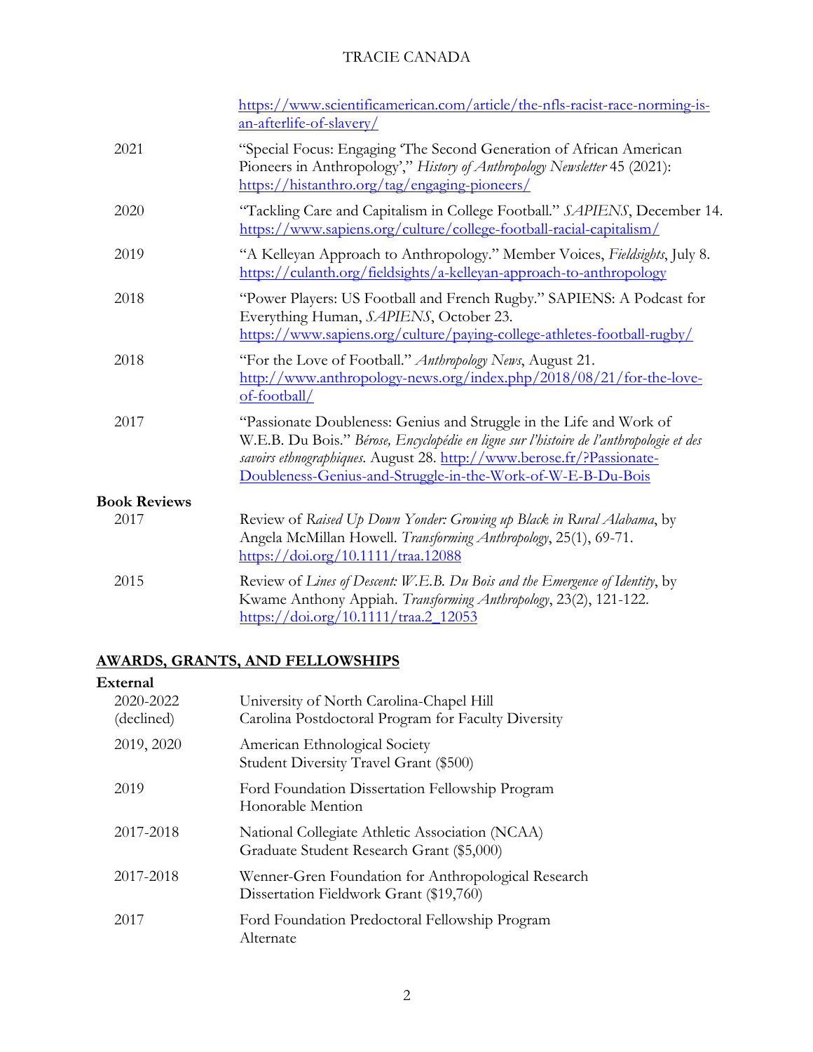https://www.scientificamerican.com/article/the-nfls-racist-race-norming-is-an-afterlife-of-slavery/

2021 — "Special Focus: Engaging 'The Second Generation of African American Pioneers in Anthropology'," *History of Anthropology Newsletter* 45 (2021): https://histanthro.org/tag/engaging-pioneers/

2020 — "Tackling Care and Capitalism in College Football." *SAPIENS*, December 14. https://www.sapiens.org/culture/college-football-racial-capitalism/

2019 — "A Kelleyan Approach to Anthropology." Member Voices, *Fieldsights*, July 8. https://culanth.org/fieldsights/a-kelleyan-approach-to-anthropology

2018 — "Power Players: US Football and French Rugby." SAPIENS: A Podcast for Everything Human, *SAPIENS*, October 23. https://www.sapiens.org/culture/paying-college-athletes-football-rugby/

2018 — "For the Love of Football." *Anthropology News*, August 21. http://www.anthropology-news.org/index.php/2018/08/21/for-the-love-of-football/

2017 — "Passionate Doubleness: Genius and Struggle in the Life and Work of W.E.B. Du Bois." *Bérose, Encyclopédie en ligne sur l'histoire de l'anthropologie et des savoirs ethnographiques*. August 28. http://www.berose.fr/?Passionate-Doubleness-Genius-and-Struggle-in-the-Work-of-W-E-B-Du-Bois

**Book Reviews**

2017 — Review of *Raised Up Down Yonder: Growing up Black in Rural Alabama*, by Angela McMillan Howell. *Transforming Anthropology*, 25(1), 69-71. https://doi.org/10.1111/traa.12088

2015 — Review of *Lines of Descent: W.E.B. Du Bois and the Emergence of Identity*, by Kwame Anthony Appiah. *Transforming Anthropology*, 23(2), 121-122. https://doi.org/10.1111/traa.2_12053

## AWARDS, GRANTS, AND FELLOWSHIPS

**External**

2020-2022 (declined) — University of North Carolina-Chapel Hill
Carolina Postdoctoral Program for Faculty Diversity

2019, 2020 — American Ethnological Society
Student Diversity Travel Grant ($500)

2019 — Ford Foundation Dissertation Fellowship Program
Honorable Mention

2017-2018 — National Collegiate Athletic Association (NCAA)
Graduate Student Research Grant ($5,000)

2017-2018 — Wenner-Gren Foundation for Anthropological Research
Dissertation Fieldwork Grant ($19,760)

2017 — Ford Foundation Predoctoral Fellowship Program
Alternate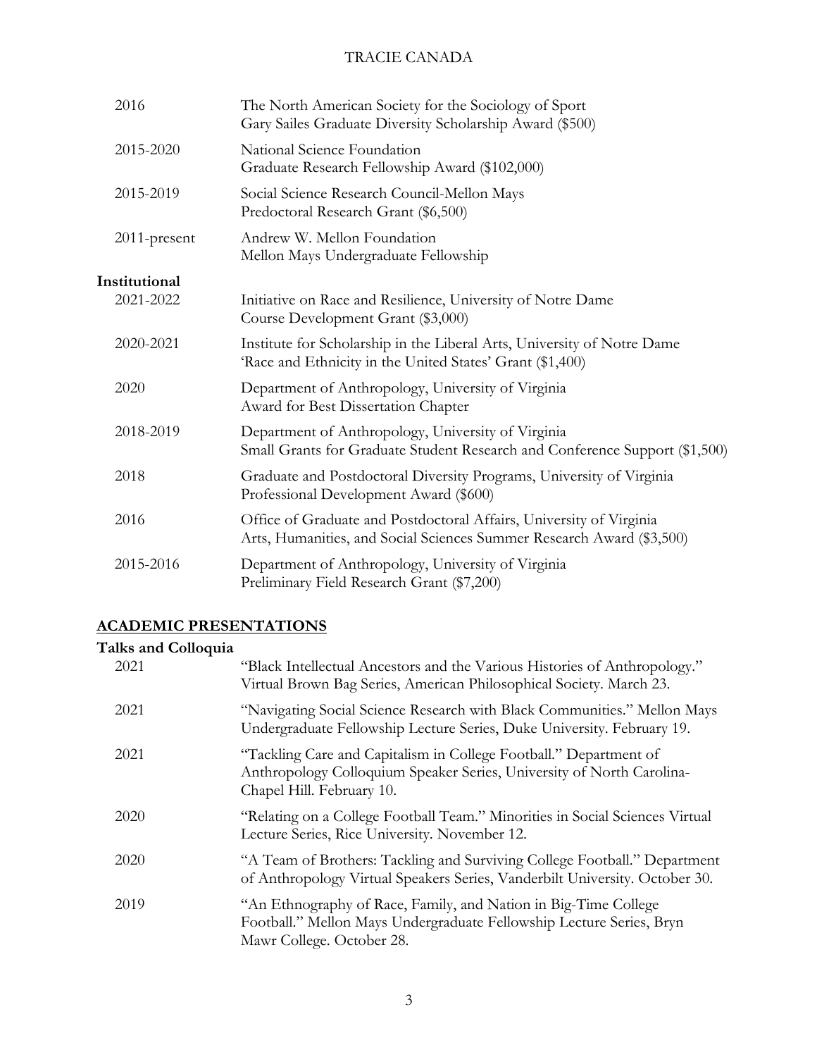| | |
|---|---|
| 2016 | The North American Society for the Sociology of Sport<br>Gary Sailes Graduate Diversity Scholarship Award ($500) |
| 2015-2020 | National Science Foundation<br>Graduate Research Fellowship Award ($102,000) |
| 2015-2019 | Social Science Research Council-Mellon Mays<br>Predoctoral Research Grant ($6,500) |
| 2011-present | Andrew W. Mellon Foundation<br>Mellon Mays Undergraduate Fellowship |

**Institutional**

| | |
|---|---|
| 2021-2022 | Initiative on Race and Resilience, University of Notre Dame<br>Course Development Grant ($3,000) |
| 2020-2021 | Institute for Scholarship in the Liberal Arts, University of Notre Dame<br>'Race and Ethnicity in the United States' Grant ($1,400) |
| 2020 | Department of Anthropology, University of Virginia<br>Award for Best Dissertation Chapter |
| 2018-2019 | Department of Anthropology, University of Virginia<br>Small Grants for Graduate Student Research and Conference Support ($1,500) |
| 2018 | Graduate and Postdoctoral Diversity Programs, University of Virginia<br>Professional Development Award ($600) |
| 2016 | Office of Graduate and Postdoctoral Affairs, University of Virginia<br>Arts, Humanities, and Social Sciences Summer Research Award ($3,500) |
| 2015-2016 | Department of Anthropology, University of Virginia<br>Preliminary Field Research Grant ($7,200) |

## ACADEMIC PRESENTATIONS

**Talks and Colloquia**

| | |
|---|---|
| 2021 | "Black Intellectual Ancestors and the Various Histories of Anthropology." Virtual Brown Bag Series, American Philosophical Society. March 23. |
| 2021 | "Navigating Social Science Research with Black Communities." Mellon Mays Undergraduate Fellowship Lecture Series, Duke University. February 19. |
| 2021 | "Tackling Care and Capitalism in College Football." Department of Anthropology Colloquium Speaker Series, University of North Carolina-Chapel Hill. February 10. |
| 2020 | "Relating on a College Football Team." Minorities in Social Sciences Virtual Lecture Series, Rice University. November 12. |
| 2020 | "A Team of Brothers: Tackling and Surviving College Football." Department of Anthropology Virtual Speakers Series, Vanderbilt University. October 30. |
| 2019 | "An Ethnography of Race, Family, and Nation in Big-Time College Football." Mellon Mays Undergraduate Fellowship Lecture Series, Bryn Mawr College. October 28. |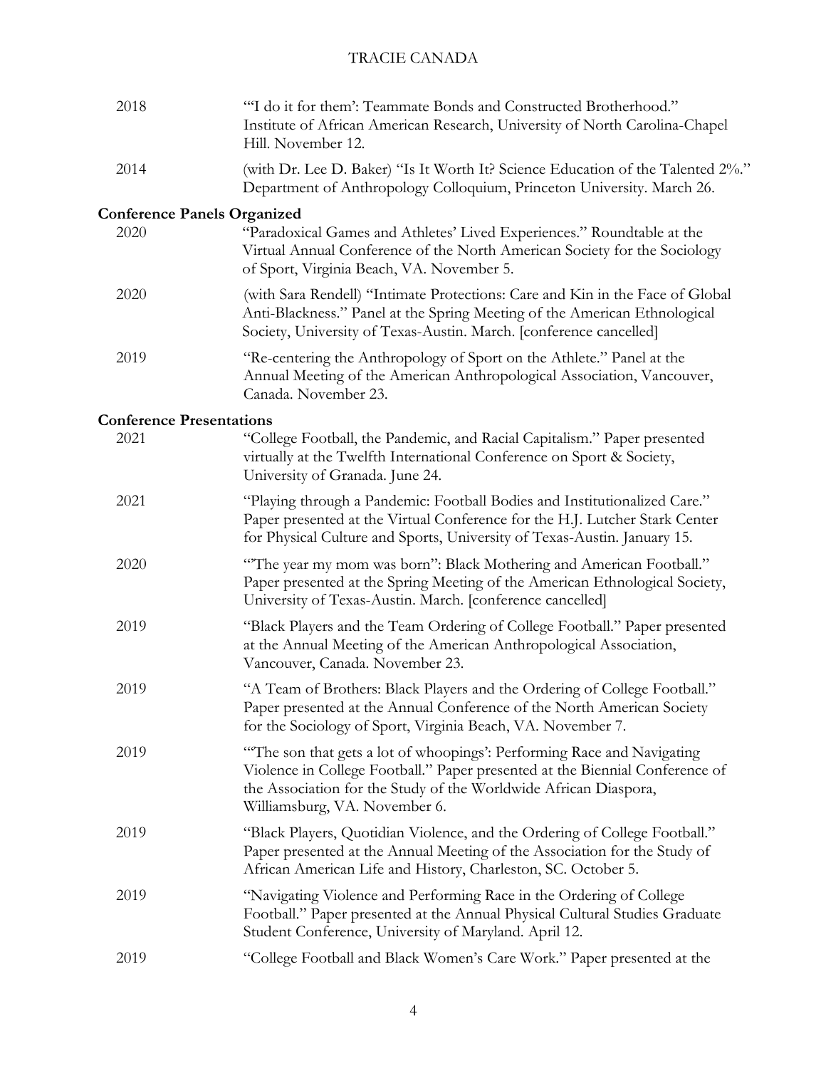2018 "'I do it for them': Teammate Bonds and Constructed Brotherhood." Institute of African American Research, University of North Carolina-Chapel Hill. November 12.

2014 (with Dr. Lee D. Baker) "Is It Worth It? Science Education of the Talented 2%." Department of Anthropology Colloquium, Princeton University. March 26.

**Conference Panels Organized**

2020 "Paradoxical Games and Athletes' Lived Experiences." Roundtable at the Virtual Annual Conference of the North American Society for the Sociology of Sport, Virginia Beach, VA. November 5.

2020 (with Sara Rendell) "Intimate Protections: Care and Kin in the Face of Global Anti-Blackness." Panel at the Spring Meeting of the American Ethnological Society, University of Texas-Austin. March. [conference cancelled]

2019 "Re-centering the Anthropology of Sport on the Athlete." Panel at the Annual Meeting of the American Anthropological Association, Vancouver, Canada. November 23.

**Conference Presentations**

2021 "College Football, the Pandemic, and Racial Capitalism." Paper presented virtually at the Twelfth International Conference on Sport & Society, University of Granada. June 24.

2021 "Playing through a Pandemic: Football Bodies and Institutionalized Care." Paper presented at the Virtual Conference for the H.J. Lutcher Stark Center for Physical Culture and Sports, University of Texas-Austin. January 15.

2020 "'The year my mom was born': Black Mothering and American Football." Paper presented at the Spring Meeting of the American Ethnological Society, University of Texas-Austin. March. [conference cancelled]

2019 "Black Players and the Team Ordering of College Football." Paper presented at the Annual Meeting of the American Anthropological Association, Vancouver, Canada. November 23.

2019 "A Team of Brothers: Black Players and the Ordering of College Football." Paper presented at the Annual Conference of the North American Society for the Sociology of Sport, Virginia Beach, VA. November 7.

2019 "'The son that gets a lot of whoopings': Performing Race and Navigating Violence in College Football." Paper presented at the Biennial Conference of the Association for the Study of the Worldwide African Diaspora, Williamsburg, VA. November 6.

2019 "Black Players, Quotidian Violence, and the Ordering of College Football." Paper presented at the Annual Meeting of the Association for the Study of African American Life and History, Charleston, SC. October 5.

2019 "Navigating Violence and Performing Race in the Ordering of College Football." Paper presented at the Annual Physical Cultural Studies Graduate Student Conference, University of Maryland. April 12.

2019 "College Football and Black Women's Care Work." Paper presented at the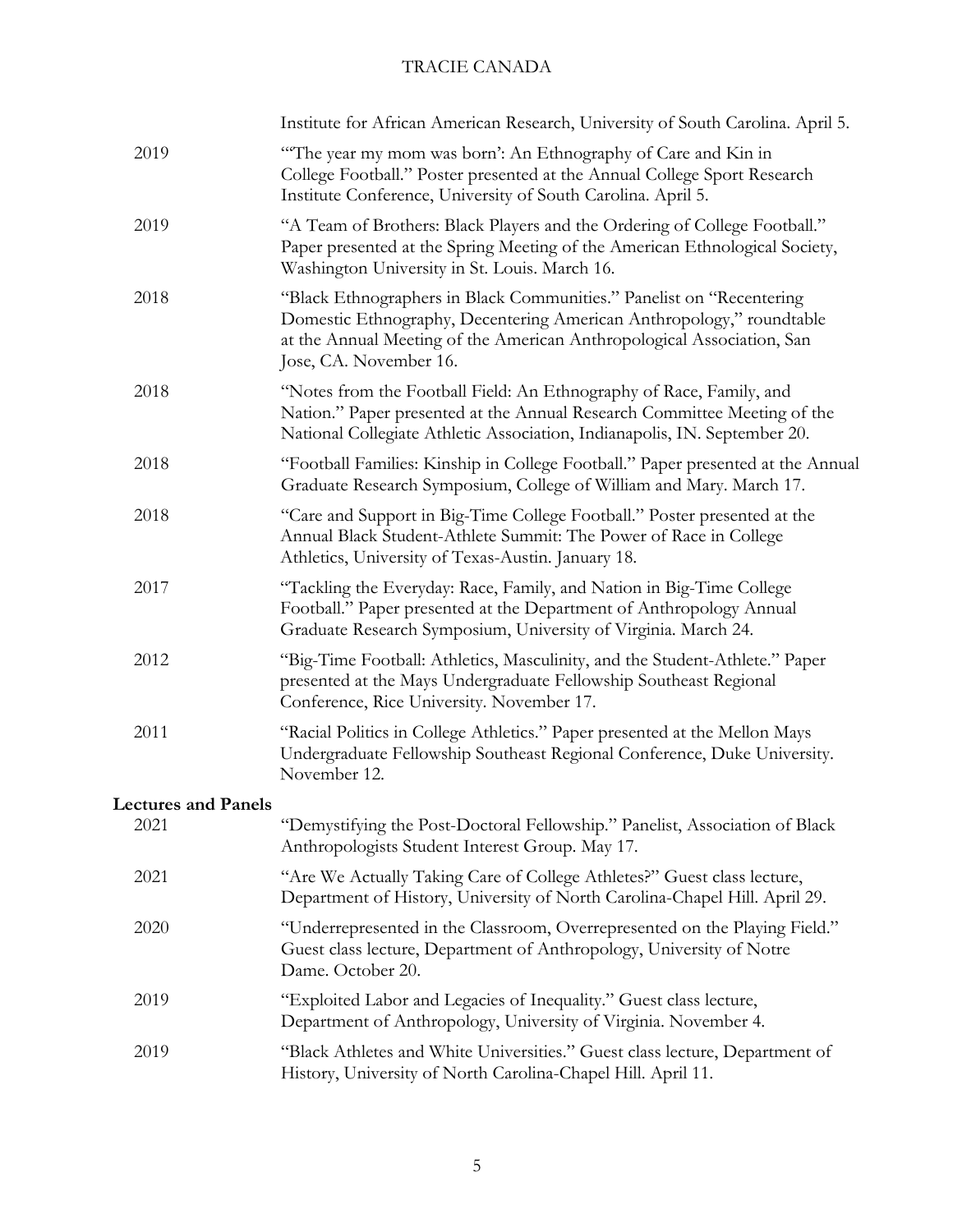Institute for African American Research, University of South Carolina. April 5.

2019 "'The year my mom was born': An Ethnography of Care and Kin in College Football." Poster presented at the Annual College Sport Research Institute Conference, University of South Carolina. April 5.

2019 "A Team of Brothers: Black Players and the Ordering of College Football." Paper presented at the Spring Meeting of the American Ethnological Society, Washington University in St. Louis. March 16.

2018 "Black Ethnographers in Black Communities." Panelist on "Recentering Domestic Ethnography, Decentering American Anthropology," roundtable at the Annual Meeting of the American Anthropological Association, San Jose, CA. November 16.

2018 "Notes from the Football Field: An Ethnography of Race, Family, and Nation." Paper presented at the Annual Research Committee Meeting of the National Collegiate Athletic Association, Indianapolis, IN. September 20.

2018 "Football Families: Kinship in College Football." Paper presented at the Annual Graduate Research Symposium, College of William and Mary. March 17.

2018 "Care and Support in Big-Time College Football." Poster presented at the Annual Black Student-Athlete Summit: The Power of Race in College Athletics, University of Texas-Austin. January 18.

2017 "Tackling the Everyday: Race, Family, and Nation in Big-Time College Football." Paper presented at the Department of Anthropology Annual Graduate Research Symposium, University of Virginia. March 24.

2012 "Big-Time Football: Athletics, Masculinity, and the Student-Athlete." Paper presented at the Mays Undergraduate Fellowship Southeast Regional Conference, Rice University. November 17.

2011 "Racial Politics in College Athletics." Paper presented at the Mellon Mays Undergraduate Fellowship Southeast Regional Conference, Duke University. November 12.

**Lectures and Panels**

2021 "Demystifying the Post-Doctoral Fellowship." Panelist, Association of Black Anthropologists Student Interest Group. May 17.

2021 "Are We Actually Taking Care of College Athletes?" Guest class lecture, Department of History, University of North Carolina-Chapel Hill. April 29.

2020 "Underrepresented in the Classroom, Overrepresented on the Playing Field." Guest class lecture, Department of Anthropology, University of Notre Dame. October 20.

2019 "Exploited Labor and Legacies of Inequality." Guest class lecture, Department of Anthropology, University of Virginia. November 4.

2019 "Black Athletes and White Universities." Guest class lecture, Department of History, University of North Carolina-Chapel Hill. April 11.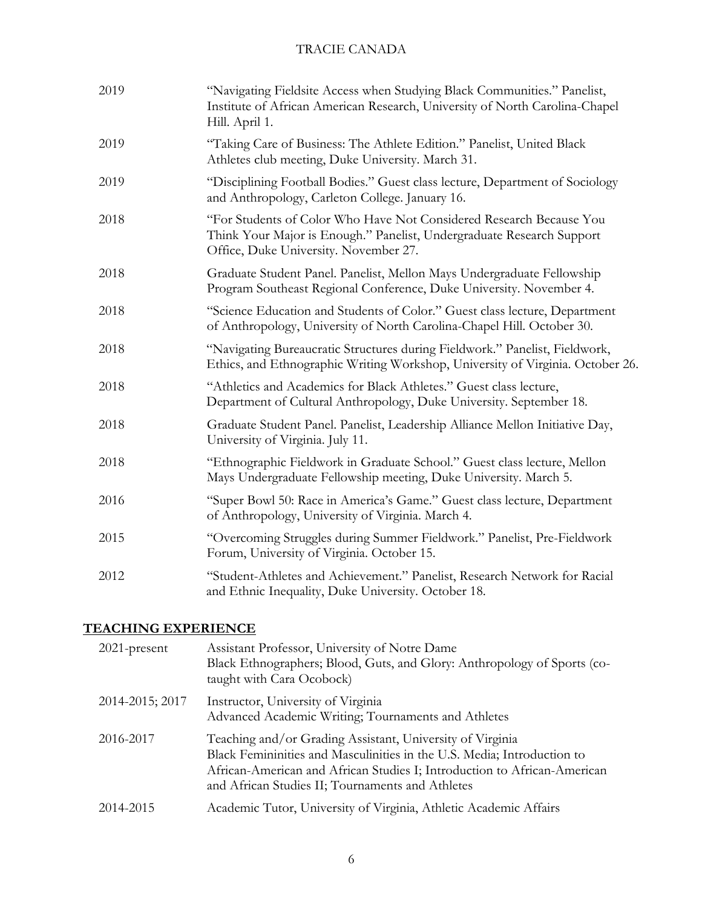2019 “Navigating Fieldsite Access when Studying Black Communities.” Panelist, Institute of African American Research, University of North Carolina-Chapel Hill. April 1.

2019 “Taking Care of Business: The Athlete Edition.” Panelist, United Black Athletes club meeting, Duke University. March 31.

2019 “Disciplining Football Bodies.” Guest class lecture, Department of Sociology and Anthropology, Carleton College. January 16.

2018 “For Students of Color Who Have Not Considered Research Because You Think Your Major is Enough.” Panelist, Undergraduate Research Support Office, Duke University. November 27.

2018 Graduate Student Panel. Panelist, Mellon Mays Undergraduate Fellowship Program Southeast Regional Conference, Duke University. November 4.

2018 “Science Education and Students of Color.” Guest class lecture, Department of Anthropology, University of North Carolina-Chapel Hill. October 30.

2018 “Navigating Bureaucratic Structures during Fieldwork.” Panelist, Fieldwork, Ethics, and Ethnographic Writing Workshop, University of Virginia. October 26.

2018 “Athletics and Academics for Black Athletes.” Guest class lecture, Department of Cultural Anthropology, Duke University. September 18.

2018 Graduate Student Panel. Panelist, Leadership Alliance Mellon Initiative Day, University of Virginia. July 11.

2018 “Ethnographic Fieldwork in Graduate School.” Guest class lecture, Mellon Mays Undergraduate Fellowship meeting, Duke University. March 5.

2016 “Super Bowl 50: Race in America’s Game.” Guest class lecture, Department of Anthropology, University of Virginia. March 4.

2015 “Overcoming Struggles during Summer Fieldwork.” Panelist, Pre-Fieldwork Forum, University of Virginia. October 15.

2012 “Student-Athletes and Achievement.” Panelist, Research Network for Racial and Ethnic Inequality, Duke University. October 18.

## TEACHING EXPERIENCE

2021-present Assistant Professor, University of Notre Dame
Black Ethnographers; Blood, Guts, and Glory: Anthropology of Sports (co-taught with Cara Ocobock)

2014-2015; 2017 Instructor, University of Virginia
Advanced Academic Writing; Tournaments and Athletes

2016-2017 Teaching and/or Grading Assistant, University of Virginia
Black Femininities and Masculinities in the U.S. Media; Introduction to African-American and African Studies I; Introduction to African-American and African Studies II; Tournaments and Athletes

2014-2015 Academic Tutor, University of Virginia, Athletic Academic Affairs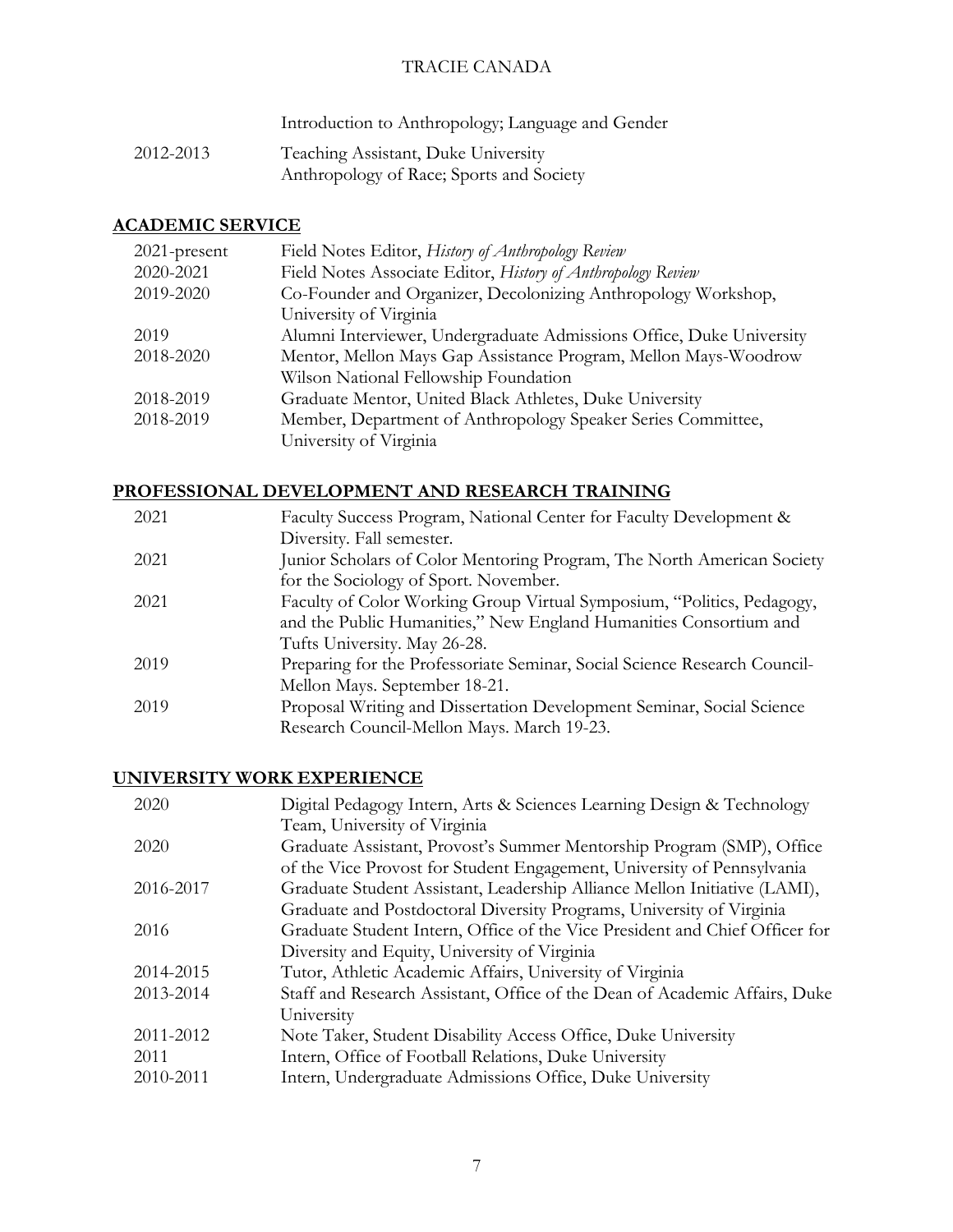| | |
|---|---|
| | Introduction to Anthropology; Language and Gender |
| 2012-2013 | Teaching Assistant, Duke University<br>Anthropology of Race; Sports and Society |

## ACADEMIC SERVICE

| | |
|---|---|
| 2021-present | Field Notes Editor, *History of Anthropology Review* |
| 2020-2021 | Field Notes Associate Editor, *History of Anthropology Review* |
| 2019-2020 | Co-Founder and Organizer, Decolonizing Anthropology Workshop, University of Virginia |
| 2019 | Alumni Interviewer, Undergraduate Admissions Office, Duke University |
| 2018-2020 | Mentor, Mellon Mays Gap Assistance Program, Mellon Mays-Woodrow Wilson National Fellowship Foundation |
| 2018-2019 | Graduate Mentor, United Black Athletes, Duke University |
| 2018-2019 | Member, Department of Anthropology Speaker Series Committee, University of Virginia |

## PROFESSIONAL DEVELOPMENT AND RESEARCH TRAINING

| | |
|---|---|
| 2021 | Faculty Success Program, National Center for Faculty Development & Diversity. Fall semester. |
| 2021 | Junior Scholars of Color Mentoring Program, The North American Society for the Sociology of Sport. November. |
| 2021 | Faculty of Color Working Group Virtual Symposium, "Politics, Pedagogy, and the Public Humanities," New England Humanities Consortium and Tufts University. May 26-28. |
| 2019 | Preparing for the Professoriate Seminar, Social Science Research Council-Mellon Mays. September 18-21. |
| 2019 | Proposal Writing and Dissertation Development Seminar, Social Science Research Council-Mellon Mays. March 19-23. |

## UNIVERSITY WORK EXPERIENCE

| | |
|---|---|
| 2020 | Digital Pedagogy Intern, Arts & Sciences Learning Design & Technology Team, University of Virginia |
| 2020 | Graduate Assistant, Provost's Summer Mentorship Program (SMP), Office of the Vice Provost for Student Engagement, University of Pennsylvania |
| 2016-2017 | Graduate Student Assistant, Leadership Alliance Mellon Initiative (LAMI), Graduate and Postdoctoral Diversity Programs, University of Virginia |
| 2016 | Graduate Student Intern, Office of the Vice President and Chief Officer for Diversity and Equity, University of Virginia |
| 2014-2015 | Tutor, Athletic Academic Affairs, University of Virginia |
| 2013-2014 | Staff and Research Assistant, Office of the Dean of Academic Affairs, Duke University |
| 2011-2012 | Note Taker, Student Disability Access Office, Duke University |
| 2011 | Intern, Office of Football Relations, Duke University |
| 2010-2011 | Intern, Undergraduate Admissions Office, Duke University |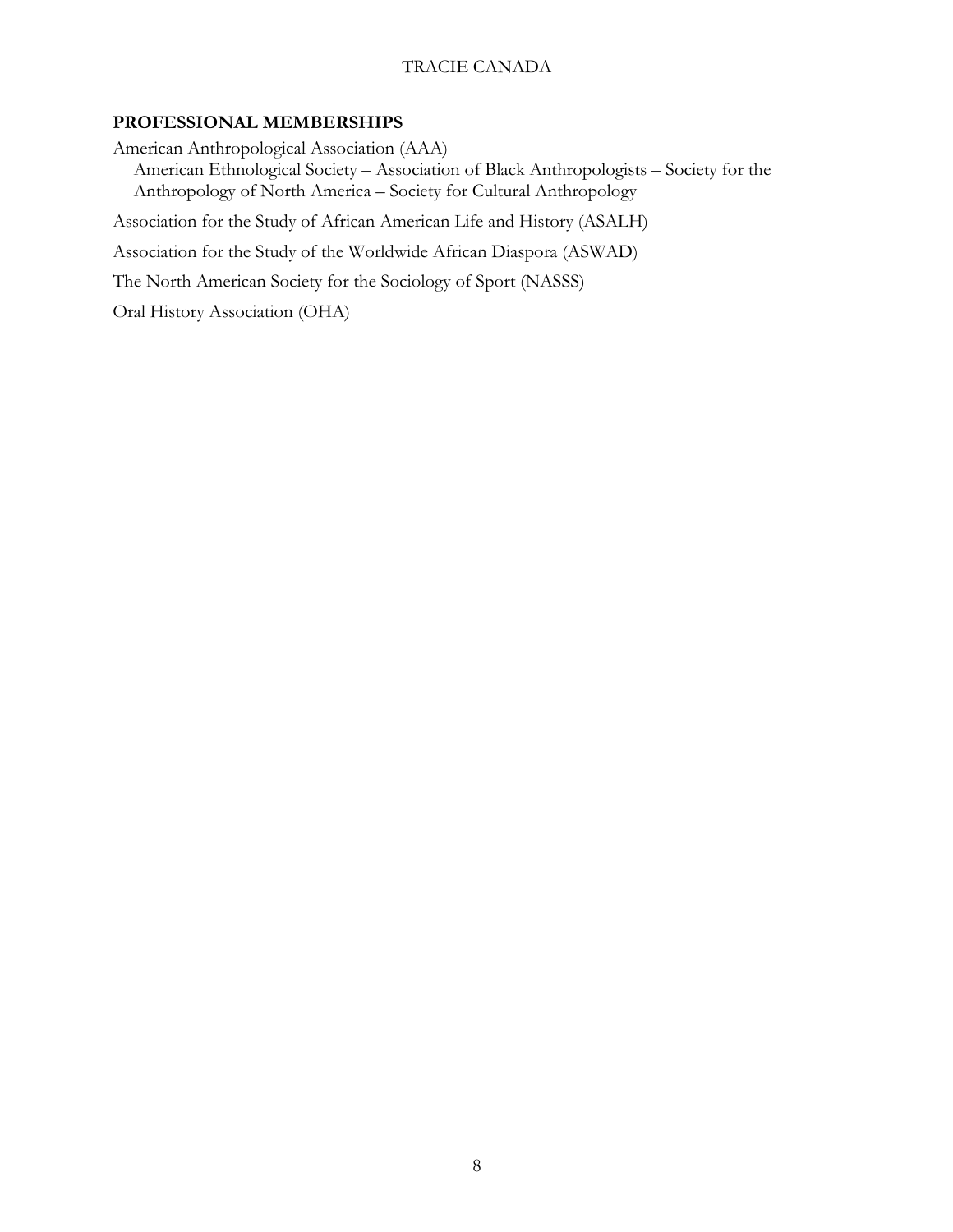## PROFESSIONAL MEMBERSHIPS

American Anthropological Association (AAA)

American Ethnological Society – Association of Black Anthropologists – Society for the Anthropology of North America – Society for Cultural Anthropology

Association for the Study of African American Life and History (ASALH)

Association for the Study of the Worldwide African Diaspora (ASWAD)

The North American Society for the Sociology of Sport (NASSS)

Oral History Association (OHA)